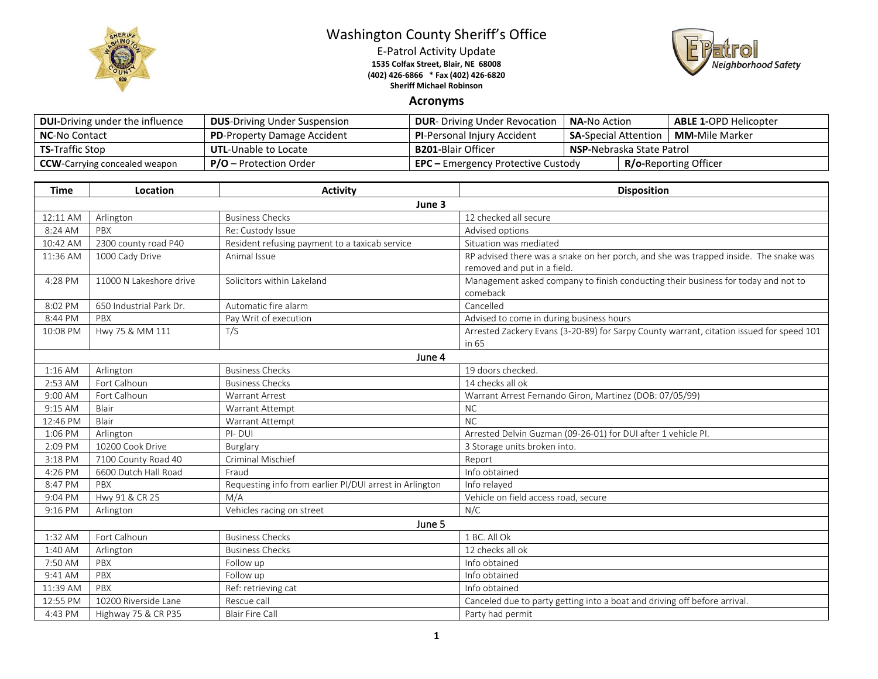# Washington County Sheriff's Office

E-Patrol Activity Update
**1535 Colfax Street, Blair, NE 68008**
**(402) 426-6866 * Fax (402) 426-6820**
**Sheriff Michael Robinson**

## Acronyms

| | | | | |
|---|---|---|---|---|
| **DUI**-Driving under the influence | **DUS**-Driving Under Suspension | **DUR**- Driving Under Revocation | **NA**-No Action | **ABLE 1**-OPD Helicopter |
| **NC**-No Contact | **PD**-Property Damage Accident | **PI**-Personal Injury Accident | **SA**-Special Attention | **MM**-Mile Marker |
| **TS**-Traffic Stop | **UTL**-Unable to Locate | **B201**-Blair Officer | **NSP**-Nebraska State Patrol | |
| **CCW**-Carrying concealed weapon | **P/O** – Protection Order | **EPC** – Emergency Protective Custody | **R/o**-Reporting Officer | |

| Time | Location | Activity | Disposition |
|---|---|---|---|
| **June 3** | | | |
| 12:11 AM | Arlington | Business Checks | 12 checked all secure |
| 8:24 AM | PBX | Re: Custody Issue | Advised options |
| 10:42 AM | 2300 county road P40 | Resident refusing payment to a taxicab service | Situation was mediated |
| 11:36 AM | 1000 Cady Drive | Animal Issue | RP advised there was a snake on her porch, and she was trapped inside. The snake was removed and put in a field. |
| 4:28 PM | 11000 N Lakeshore drive | Solicitors within Lakeland | Management asked company to finish conducting their business for today and not to comeback |
| 8:02 PM | 650 Industrial Park Dr. | Automatic fire alarm | Cancelled |
| 8:44 PM | PBX | Pay Writ of execution | Advised to come in during business hours |
| 10:08 PM | Hwy 75 & MM 111 | T/S | Arrested Zackery Evans (3-20-89) for Sarpy County warrant, citation issued for speed 101 in 65 |
| **June 4** | | | |
| 1:16 AM | Arlington | Business Checks | 19 doors checked. |
| 2:53 AM | Fort Calhoun | Business Checks | 14 checks all ok |
| 9:00 AM | Fort Calhoun | Warrant Arrest | Warrant Arrest Fernando Giron, Martinez (DOB: 07/05/99) |
| 9:15 AM | Blair | Warrant Attempt | NC |
| 12:46 PM | Blair | Warrant Attempt | NC |
| 1:06 PM | Arlington | PI- DUI | Arrested Delvin Guzman (09-26-01) for DUI after 1 vehicle PI. |
| 2:09 PM | 10200 Cook Drive | Burglary | 3 Storage units broken into. |
| 3:18 PM | 7100 County Road 40 | Criminal Mischief | Report |
| 4:26 PM | 6600 Dutch Hall Road | Fraud | Info obtained |
| 8:47 PM | PBX | Requesting info from earlier PI/DUI arrest in Arlington | Info relayed |
| 9:04 PM | Hwy 91 & CR 25 | M/A | Vehicle on field access road, secure |
| 9:16 PM | Arlington | Vehicles racing on street | N/C |
| **June 5** | | | |
| 1:32 AM | Fort Calhoun | Business Checks | 1 BC. All Ok |
| 1:40 AM | Arlington | Business Checks | 12 checks all ok |
| 7:50 AM | PBX | Follow up | Info obtained |
| 9:41 AM | PBX | Follow up | Info obtained |
| 11:39 AM | PBX | Ref: retrieving cat | Info obtained |
| 12:55 PM | 10200 Riverside Lane | Rescue call | Canceled due to party getting into a boat and driving off before arrival. |
| 4:43 PM | Highway 75 & CR P35 | Blair Fire Call | Party had permit |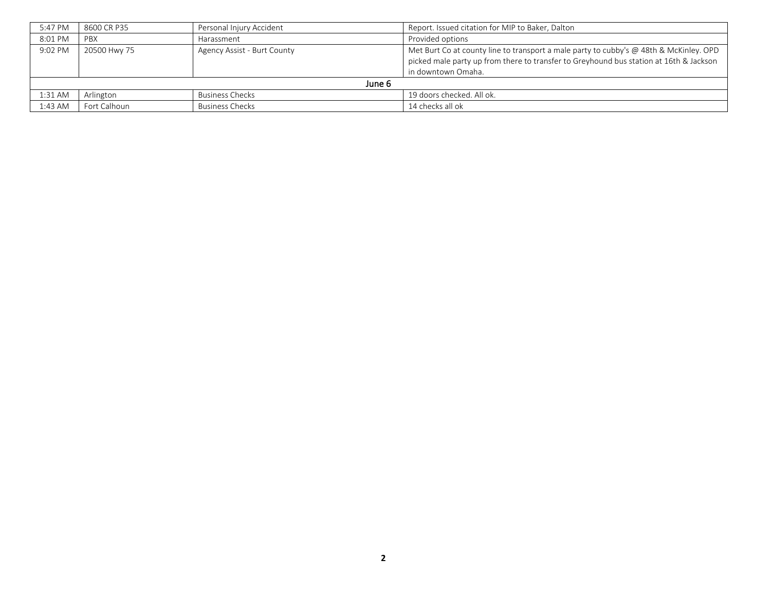| | | | |
|---|---|---|---|
| 5:47 PM | 8600 CR P35 | Personal Injury Accident | Report. Issued citation for MIP to Baker, Dalton |
| 8:01 PM | PBX | Harassment | Provided options |
| 9:02 PM | 20500 Hwy 75 | Agency Assist - Burt County | Met Burt Co at county line to transport a male party to cubby's @ 48th & McKinley. OPD picked male party up from there to transfer to Greyhound bus station at 16th & Jackson in downtown Omaha. |
| June 6 | | | |
| 1:31 AM | Arlington | Business Checks | 19 doors checked. All ok. |
| 1:43 AM | Fort Calhoun | Business Checks | 14 checks all ok |